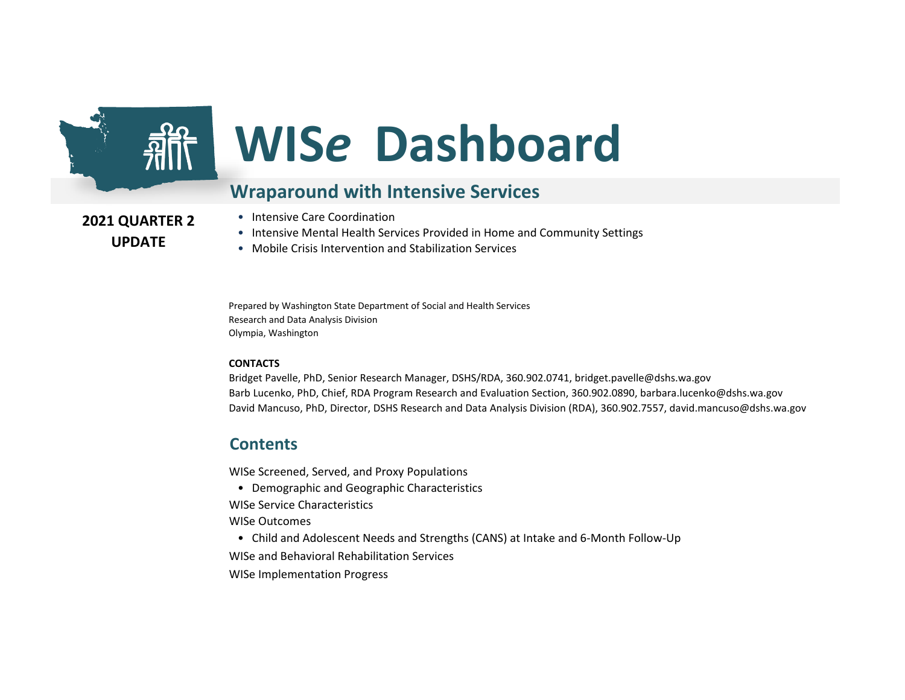# WIS*e* Dashboard

## Wraparound with Intensive Services

**2021 QUARTER 2 UPDATE**

- Intensive Care Coordination
- Intensive Mental Health Services Provided in Home and Community Settings
- Mobile Crisis Intervention and Stabilization Services

Prepared by Washington State Department of Social and Health Services
Research and Data Analysis Division
Olympia, Washington

**CONTACTS**

Bridget Pavelle, PhD, Senior Research Manager, DSHS/RDA, 360.902.0741, bridget.pavelle@dshs.wa.gov
Barb Lucenko, PhD, Chief, RDA Program Research and Evaluation Section, 360.902.0890, barbara.lucenko@dshs.wa.gov
David Mancuso, PhD, Director, DSHS Research and Data Analysis Division (RDA), 360.902.7557, david.mancuso@dshs.wa.gov

## Contents

WISe Screened, Served, and Proxy Populations

- Demographic and Geographic Characteristics

WISe Service Characteristics

WISe Outcomes

- Child and Adolescent Needs and Strengths (CANS) at Intake and 6-Month Follow-Up

WISe and Behavioral Rehabilitation Services

WISe Implementation Progress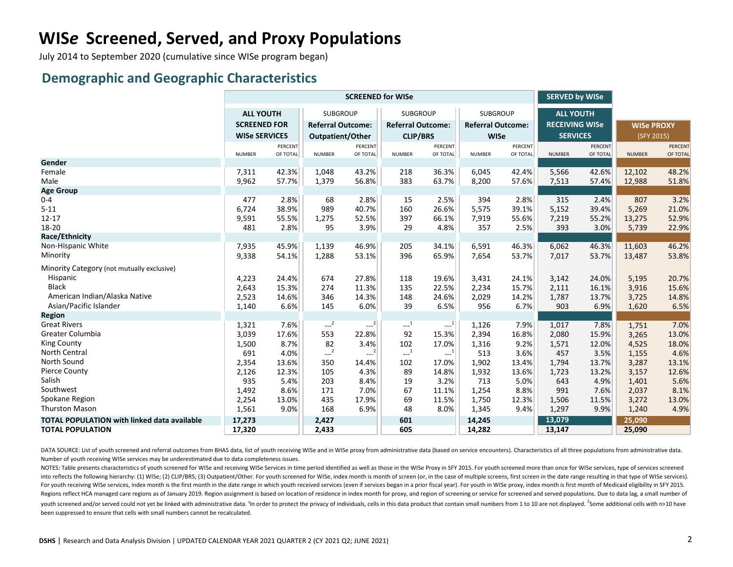# WIS*e* Screened, Served, and Proxy Populations

July 2014 to September 2020 (cumulative since WISe program began)

## Demographic and Geographic Characteristics

| | SCREENED for WISe | | | | | | | | SERVED by WISe | | | |
|---|---|---|---|---|---|---|---|---|---|---|---|---|
| | **ALL YOUTH SCREENED FOR WISe SERVICES** | | SUBGROUP **Referral Outcome: Outpatient/Other** | | SUBGROUP **Referral Outcome: CLIP/BRS** | | SUBGROUP **Referral Outcome: WISe** | | **ALL YOUTH RECEIVING WISe SERVICES** | | **WISe PROXY** (SFY 2015) | |
| | NUMBER | PERCENT OF TOTAL | NUMBER | PERCENT OF TOTAL | NUMBER | PERCENT OF TOTAL | NUMBER | PERCENT OF TOTAL | NUMBER | PERCENT OF TOTAL | NUMBER | PERCENT OF TOTAL |
| **Gender** | | | | | | | | | | | | |
| Female | 7,311 | 42.3% | 1,048 | 43.2% | 218 | 36.3% | 6,045 | 42.4% | 5,566 | 42.6% | 12,102 | 48.2% |
| Male | 9,962 | 57.7% | 1,379 | 56.8% | 383 | 63.7% | 8,200 | 57.6% | 7,513 | 57.4% | 12,988 | 51.8% |
| **Age Group** | | | | | | | | | | | | |
| 0-4 | 477 | 2.8% | 68 | 2.8% | 15 | 2.5% | 394 | 2.8% | 315 | 2.4% | 807 | 3.2% |
| 5-11 | 6,724 | 38.9% | 989 | 40.7% | 160 | 26.6% | 5,575 | 39.1% | 5,152 | 39.4% | 5,269 | 21.0% |
| 12-17 | 9,591 | 55.5% | 1,275 | 52.5% | 397 | 66.1% | 7,919 | 55.6% | 7,219 | 55.2% | 13,275 | 52.9% |
| 18-20 | 481 | 2.8% | 95 | 3.9% | 29 | 4.8% | 357 | 2.5% | 393 | 3.0% | 5,739 | 22.9% |
| **Race/Ethnicity** | | | | | | | | | | | | |
| Non-Hispanic White | 7,935 | 45.9% | 1,139 | 46.9% | 205 | 34.1% | 6,591 | 46.3% | 6,062 | 46.3% | 11,603 | 46.2% |
| Minority | 9,338 | 54.1% | 1,288 | 53.1% | 396 | 65.9% | 7,654 | 53.7% | 7,017 | 53.7% | 13,487 | 53.8% |
| Minority Category (not mutually exclusive) | | | | | | | | | | | | |
| Hispanic | 4,223 | 24.4% | 674 | 27.8% | 118 | 19.6% | 3,431 | 24.1% | 3,142 | 24.0% | 5,195 | 20.7% |
| Black | 2,643 | 15.3% | 274 | 11.3% | 135 | 22.5% | 2,234 | 15.7% | 2,111 | 16.1% | 3,916 | 15.6% |
| American Indian/Alaska Native | 2,523 | 14.6% | 346 | 14.3% | 148 | 24.6% | 2,029 | 14.2% | 1,787 | 13.7% | 3,725 | 14.8% |
| Asian/Pacific Islander | 1,140 | 6.6% | 145 | 6.0% | 39 | 6.5% | 956 | 6.7% | 903 | 6.9% | 1,620 | 6.5% |
| **Region** | | | | | | | | | | | | |
| Great Rivers | 1,321 | 7.6% | ---[2] | ---[2] | ---[1] | ---[1] | 1,126 | 7.9% | 1,017 | 7.8% | 1,751 | 7.0% |
| Greater Columbia | 3,039 | 17.6% | 553 | 22.8% | 92 | 15.3% | 2,394 | 16.8% | 2,080 | 15.9% | 3,265 | 13.0% |
| King County | 1,500 | 8.7% | 82 | 3.4% | 102 | 17.0% | 1,316 | 9.2% | 1,571 | 12.0% | 4,525 | 18.0% |
| North Central | 691 | 4.0% | ---[2] | ---[2] | ---[1] | ---[1] | 513 | 3.6% | 457 | 3.5% | 1,155 | 4.6% |
| North Sound | 2,354 | 13.6% | 350 | 14.4% | 102 | 17.0% | 1,902 | 13.4% | 1,794 | 13.7% | 3,287 | 13.1% |
| Pierce County | 2,126 | 12.3% | 105 | 4.3% | 89 | 14.8% | 1,932 | 13.6% | 1,723 | 13.2% | 3,157 | 12.6% |
| Salish | 935 | 5.4% | 203 | 8.4% | 19 | 3.2% | 713 | 5.0% | 643 | 4.9% | 1,401 | 5.6% |
| Southwest | 1,492 | 8.6% | 171 | 7.0% | 67 | 11.1% | 1,254 | 8.8% | 991 | 7.6% | 2,037 | 8.1% |
| Spokane Region | 2,254 | 13.0% | 435 | 17.9% | 69 | 11.5% | 1,750 | 12.3% | 1,506 | 11.5% | 3,272 | 13.0% |
| Thurston Mason | 1,561 | 9.0% | 168 | 6.9% | 48 | 8.0% | 1,345 | 9.4% | 1,297 | 9.9% | 1,240 | 4.9% |
| **TOTAL POPULATION with linked data available** | **17,273** | | **2,427** | | **601** | | **14,245** | | **13,079** | | **25,090** | |
| **TOTAL POPULATION** | **17,320** | | **2,433** | | **605** | | **14,282** | | **13,147** | | **25,090** | |

DATA SOURCE: List of youth screened and referral outcomes from BHAS data, list of youth receiving WISe and in WISe proxy from administrative data (based on service encounters). Characteristics of all three populations from administrative data. Number of youth receiving WISe services may be underestimated due to data completeness issues.

NOTES: Table presents characteristics of youth screened for WISe and receiving WISe Services in time period identified as well as those in the WISe Proxy in SFY 2015. For youth screened more than once for WISe services, type of services screened into reflects the following hierarchy: (1) WISe; (2) CLIP/BRS; (3) Outpatient/Other. For youth screened for WISe, index month is month of screen (or, in the case of multiple screens, first screen in the date range resulting in that type of WISe services). For youth receiving WISe services, index month is the first month in the date range in which youth received services (even if services began in a prior fiscal year). For youth in WISe proxy, index month is first month of Medicaid eligibility in SFY 2015. Regions reflect HCA managed care regions as of January 2019. Region assignment is based on location of residence in index month for proxy, and region of screening or service for screened and served populations. Due to data lag, a small number of youth screened and/or served could not yet be linked with administrative data. [1]In order to protect the privacy of individuals, cells in this data product that contain small numbers from 1 to 10 are not displayed. [2]Some additional cells with n>10 have been suppressed to ensure that cells with small numbers cannot be recalculated.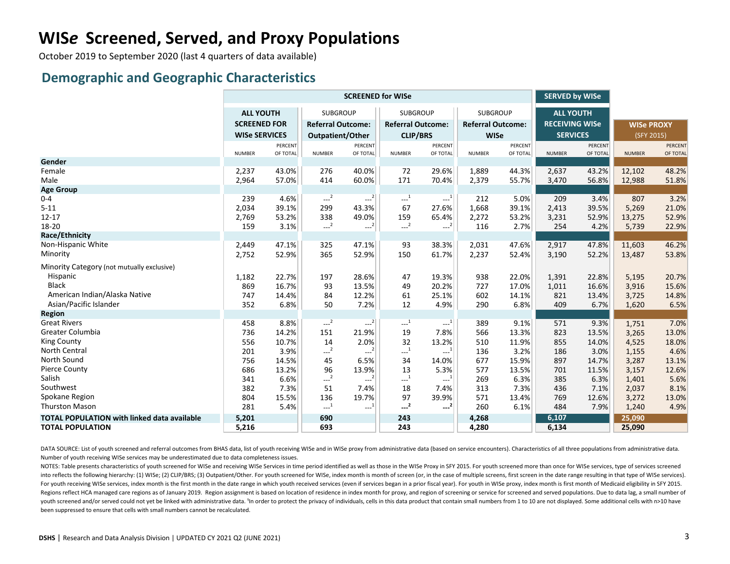# WIS*e* Screened, Served, and Proxy Populations

October 2019 to September 2020 (last 4 quarters of data available)

## Demographic and Geographic Characteristics

| | SCREENED for WISe | | | | | | | | SERVED by WISe | | | |
|---|---|---|---|---|---|---|---|---|---|---|---|---|
| | ALL YOUTH SCREENED FOR WISe SERVICES | | SUBGROUP Referral Outcome: Outpatient/Other | | SUBGROUP Referral Outcome: CLIP/BRS | | SUBGROUP Referral Outcome: WISe | | ALL YOUTH RECEIVING WISe SERVICES | | WISe PROXY (SFY 2015) | |
| | NUMBER | PERCENT OF TOTAL | NUMBER | PERCENT OF TOTAL | NUMBER | PERCENT OF TOTAL | NUMBER | PERCENT OF TOTAL | NUMBER | PERCENT OF TOTAL | NUMBER | PERCENT OF TOTAL |
| **Gender** | | | | | | | | | | | | |
| Female | 2,237 | 43.0% | 276 | 40.0% | 72 | 29.6% | 1,889 | 44.3% | 2,637 | 43.2% | 12,102 | 48.2% |
| Male | 2,964 | 57.0% | 414 | 60.0% | 171 | 70.4% | 2,379 | 55.7% | 3,470 | 56.8% | 12,988 | 51.8% |
| **Age Group** | | | | | | | | | | | | |
| 0-4 | 239 | 4.6% | ---[2] | ---[2] | ---[1] | ---[1] | 212 | 5.0% | 209 | 3.4% | 807 | 3.2% |
| 5-11 | 2,034 | 39.1% | 299 | 43.3% | 67 | 27.6% | 1,668 | 39.1% | 2,413 | 39.5% | 5,269 | 21.0% |
| 12-17 | 2,769 | 53.2% | 338 | 49.0% | 159 | 65.4% | 2,272 | 53.2% | 3,231 | 52.9% | 13,275 | 52.9% |
| 18-20 | 159 | 3.1% | ---[2] | ---[2] | ---[2] | ---[2] | 116 | 2.7% | 254 | 4.2% | 5,739 | 22.9% |
| **Race/Ethnicity** | | | | | | | | | | | | |
| Non-Hispanic White | 2,449 | 47.1% | 325 | 47.1% | 93 | 38.3% | 2,031 | 47.6% | 2,917 | 47.8% | 11,603 | 46.2% |
| Minority | 2,752 | 52.9% | 365 | 52.9% | 150 | 61.7% | 2,237 | 52.4% | 3,190 | 52.2% | 13,487 | 53.8% |
| Minority Category (not mutually exclusive) | | | | | | | | | | | | |
| Hispanic | 1,182 | 22.7% | 197 | 28.6% | 47 | 19.3% | 938 | 22.0% | 1,391 | 22.8% | 5,195 | 20.7% |
| Black | 869 | 16.7% | 93 | 13.5% | 49 | 20.2% | 727 | 17.0% | 1,011 | 16.6% | 3,916 | 15.6% |
| American Indian/Alaska Native | 747 | 14.4% | 84 | 12.2% | 61 | 25.1% | 602 | 14.1% | 821 | 13.4% | 3,725 | 14.8% |
| Asian/Pacific Islander | 352 | 6.8% | 50 | 7.2% | 12 | 4.9% | 290 | 6.8% | 409 | 6.7% | 1,620 | 6.5% |
| **Region** | | | | | | | | | | | | |
| Great Rivers | 458 | 8.8% | ---[2] | ---[2] | ---[1] | ---[1] | 389 | 9.1% | 571 | 9.3% | 1,751 | 7.0% |
| Greater Columbia | 736 | 14.2% | 151 | 21.9% | 19 | 7.8% | 566 | 13.3% | 823 | 13.5% | 3,265 | 13.0% |
| King County | 556 | 10.7% | 14 | 2.0% | 32 | 13.2% | 510 | 11.9% | 855 | 14.0% | 4,525 | 18.0% |
| North Central | 201 | 3.9% | ---[2] | ---[2] | ---[1] | ---[1] | 136 | 3.2% | 186 | 3.0% | 1,155 | 4.6% |
| North Sound | 756 | 14.5% | 45 | 6.5% | 34 | 14.0% | 677 | 15.9% | 897 | 14.7% | 3,287 | 13.1% |
| Pierce County | 686 | 13.2% | 96 | 13.9% | 13 | 5.3% | 577 | 13.5% | 701 | 11.5% | 3,157 | 12.6% |
| Salish | 341 | 6.6% | ---[2] | ---[2] | ---[1] | ---[1] | 269 | 6.3% | 385 | 6.3% | 1,401 | 5.6% |
| Southwest | 382 | 7.3% | 51 | 7.4% | 18 | 7.4% | 313 | 7.3% | 436 | 7.1% | 2,037 | 8.1% |
| Spokane Region | 804 | 15.5% | 136 | 19.7% | 97 | 39.9% | 571 | 13.4% | 769 | 12.6% | 3,272 | 13.0% |
| Thurston Mason | 281 | 5.4% | ---[1] | ---[1] | ---[2] | ---[2] | 260 | 6.1% | 484 | 7.9% | 1,240 | 4.9% |
| **TOTAL POPULATION with linked data available** | **5,201** | | **690** | | **243** | | **4,268** | | **6,107** | | **25,090** | |
| **TOTAL POPULATION** | **5,216** | | **693** | | **243** | | **4,280** | | **6,134** | | **25,090** | |

DATA SOURCE: List of youth screened and referral outcomes from BHAS data, list of youth receiving WISe and in WISe proxy from administrative data (based on service encounters). Characteristics of all three populations from administrative data. Number of youth receiving WISe services may be underestimated due to data completeness issues.

NOTES: Table presents characteristics of youth screened for WISe and receiving WISe Services in time period identified as well as those in the WISe Proxy in SFY 2015. For youth screened more than once for WISe services, type of services screened into reflects the following hierarchy: (1) WISe; (2) CLIP/BRS; (3) Outpatient/Other. For youth screened for WISe, index month is month of screen (or, in the case of multiple screens, first screen in the date range resulting in that type of WISe services). For youth receiving WISe services, index month is the first month in the date range in which youth received services (even if services began in a prior fiscal year). For youth in WISe proxy, index month is first month of Medicaid eligibility in SFY 2015. Regions reflect HCA managed care regions as of January 2019. Region assignment is based on location of residence in index month for proxy, and region of screening or service for screened and served populations. Due to data lag, a small number of youth screened and/or served could not yet be linked with administrative data. [1]In order to protect the privacy of individuals, cells in this data product that contain small numbers from 1 to 10 are not displayed. Some additional cells with n>10 have been suppressed to ensure that cells with small numbers cannot be recalculated.

**DSHS** | Research and Data Analysis Division | UPDATED CY 2021 Q2 (JUNE 2021)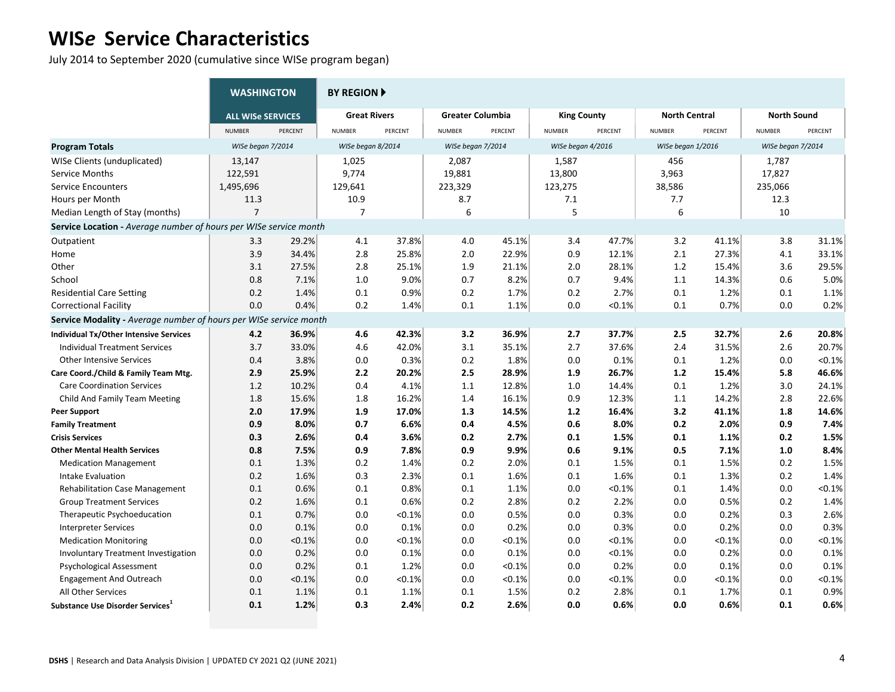# WIS*e* Service Characteristics

July 2014 to September 2020 (cumulative since WISe program began)

| | WASHINGTON | | BY REGION | | | | | | | | | |
|---|---|---|---|---|---|---|---|---|---|---|---|---|
| | ALL WISe SERVICES | | Great Rivers | | Greater Columbia | | King County | | North Central | | North Sound | |
| | NUMBER | PERCENT | NUMBER | PERCENT | NUMBER | PERCENT | NUMBER | PERCENT | NUMBER | PERCENT | NUMBER | PERCENT |
| **Program Totals** | *WISe began 7/2014* | | *WISe began 8/2014* | | *WISe began 7/2014* | | *WISe began 4/2016* | | *WISe began 1/2016* | | *WISe began 7/2014* | |
| WISe Clients (unduplicated) | 13,147 | | 1,025 | | 2,087 | | 1,587 | | 456 | | 1,787 | |
| Service Months | 122,591 | | 9,774 | | 19,881 | | 13,800 | | 3,963 | | 17,827 | |
| Service Encounters | 1,495,696 | | 129,641 | | 223,329 | | 123,275 | | 38,586 | | 235,066 | |
| Hours per Month | 11.3 | | 10.9 | | 8.7 | | 7.1 | | 7.7 | | 12.3 | |
| Median Length of Stay (months) | 7 | | 7 | | 6 | | 5 | | 6 | | 10 | |
| **Service Location -** *Average number of hours per WISe service month* | | | | | | | | | | | | |
| Outpatient | 3.3 | 29.2% | 4.1 | 37.8% | 4.0 | 45.1% | 3.4 | 47.7% | 3.2 | 41.1% | 3.8 | 31.1% |
| Home | 3.9 | 34.4% | 2.8 | 25.8% | 2.0 | 22.9% | 0.9 | 12.1% | 2.1 | 27.3% | 4.1 | 33.1% |
| Other | 3.1 | 27.5% | 2.8 | 25.1% | 1.9 | 21.1% | 2.0 | 28.1% | 1.2 | 15.4% | 3.6 | 29.5% |
| School | 0.8 | 7.1% | 1.0 | 9.0% | 0.7 | 8.2% | 0.7 | 9.4% | 1.1 | 14.3% | 0.6 | 5.0% |
| Residential Care Setting | 0.2 | 1.4% | 0.1 | 0.9% | 0.2 | 1.7% | 0.2 | 2.7% | 0.1 | 1.2% | 0.1 | 1.1% |
| Correctional Facility | 0.0 | 0.4% | 0.2 | 1.4% | 0.1 | 1.1% | 0.0 | <0.1% | 0.1 | 0.7% | 0.0 | 0.2% |
| **Service Modality -** *Average number of hours per WISe service month* | | | | | | | | | | | | |
| **Individual Tx/Other Intensive Services** | **4.2** | **36.9%** | **4.6** | **42.3%** | **3.2** | **36.9%** | **2.7** | **37.7%** | **2.5** | **32.7%** | **2.6** | **20.8%** |
| Individual Treatment Services | 3.7 | 33.0% | 4.6 | 42.0% | 3.1 | 35.1% | 2.7 | 37.6% | 2.4 | 31.5% | 2.6 | 20.7% |
| Other Intensive Services | 0.4 | 3.8% | 0.0 | 0.3% | 0.2 | 1.8% | 0.0 | 0.1% | 0.1 | 1.2% | 0.0 | <0.1% |
| **Care Coord./Child & Family Team Mtg.** | **2.9** | **25.9%** | **2.2** | **20.2%** | **2.5** | **28.9%** | **1.9** | **26.7%** | **1.2** | **15.4%** | **5.8** | **46.6%** |
| Care Coordination Services | 1.2 | 10.2% | 0.4 | 4.1% | 1.1 | 12.8% | 1.0 | 14.4% | 0.1 | 1.2% | 3.0 | 24.1% |
| Child And Family Team Meeting | 1.8 | 15.6% | 1.8 | 16.2% | 1.4 | 16.1% | 0.9 | 12.3% | 1.1 | 14.2% | 2.8 | 22.6% |
| **Peer Support** | **2.0** | **17.9%** | **1.9** | **17.0%** | **1.3** | **14.5%** | **1.2** | **16.4%** | **3.2** | **41.1%** | **1.8** | **14.6%** |
| **Family Treatment** | **0.9** | **8.0%** | **0.7** | **6.6%** | **0.4** | **4.5%** | **0.6** | **8.0%** | **0.2** | **2.0%** | **0.9** | **7.4%** |
| **Crisis Services** | **0.3** | **2.6%** | **0.4** | **3.6%** | **0.2** | **2.7%** | **0.1** | **1.5%** | **0.1** | **1.1%** | **0.2** | **1.5%** |
| **Other Mental Health Services** | **0.8** | **7.5%** | **0.9** | **7.8%** | **0.9** | **9.9%** | **0.6** | **9.1%** | **0.5** | **7.1%** | **1.0** | **8.4%** |
| Medication Management | 0.1 | 1.3% | 0.2 | 1.4% | 0.2 | 2.0% | 0.1 | 1.5% | 0.1 | 1.5% | 0.2 | 1.5% |
| Intake Evaluation | 0.2 | 1.6% | 0.3 | 2.3% | 0.1 | 1.6% | 0.1 | 1.6% | 0.1 | 1.3% | 0.2 | 1.4% |
| Rehabilitation Case Management | 0.1 | 0.6% | 0.1 | 0.8% | 0.1 | 1.1% | 0.0 | <0.1% | 0.1 | 1.4% | 0.0 | <0.1% |
| Group Treatment Services | 0.2 | 1.6% | 0.1 | 0.6% | 0.2 | 2.8% | 0.2 | 2.2% | 0.0 | 0.5% | 0.2 | 1.4% |
| Therapeutic Psychoeducation | 0.1 | 0.7% | 0.0 | <0.1% | 0.0 | 0.5% | 0.0 | 0.3% | 0.0 | 0.2% | 0.3 | 2.6% |
| Interpreter Services | 0.0 | 0.1% | 0.0 | 0.1% | 0.0 | 0.2% | 0.0 | 0.3% | 0.0 | 0.2% | 0.0 | 0.3% |
| Medication Monitoring | 0.0 | <0.1% | 0.0 | <0.1% | 0.0 | <0.1% | 0.0 | <0.1% | 0.0 | <0.1% | 0.0 | <0.1% |
| Involuntary Treatment Investigation | 0.0 | 0.2% | 0.0 | 0.1% | 0.0 | 0.1% | 0.0 | <0.1% | 0.0 | 0.2% | 0.0 | 0.1% |
| Psychological Assessment | 0.0 | 0.2% | 0.1 | 1.2% | 0.0 | <0.1% | 0.0 | 0.2% | 0.0 | 0.1% | 0.0 | 0.1% |
| Engagement And Outreach | 0.0 | <0.1% | 0.0 | <0.1% | 0.0 | <0.1% | 0.0 | <0.1% | 0.0 | <0.1% | 0.0 | <0.1% |
| All Other Services | 0.1 | 1.1% | 0.1 | 1.1% | 0.1 | 1.5% | 0.2 | 2.8% | 0.1 | 1.7% | 0.1 | 0.9% |
| **Substance Use Disorder Services**[1] | **0.1** | **1.2%** | **0.3** | **2.4%** | **0.2** | **2.6%** | **0.0** | **0.6%** | **0.0** | **0.6%** | **0.1** | **0.6%** |

**DSHS** | Research and Data Analysis Division | UPDATED CY 2021 Q2 (JUNE 2021)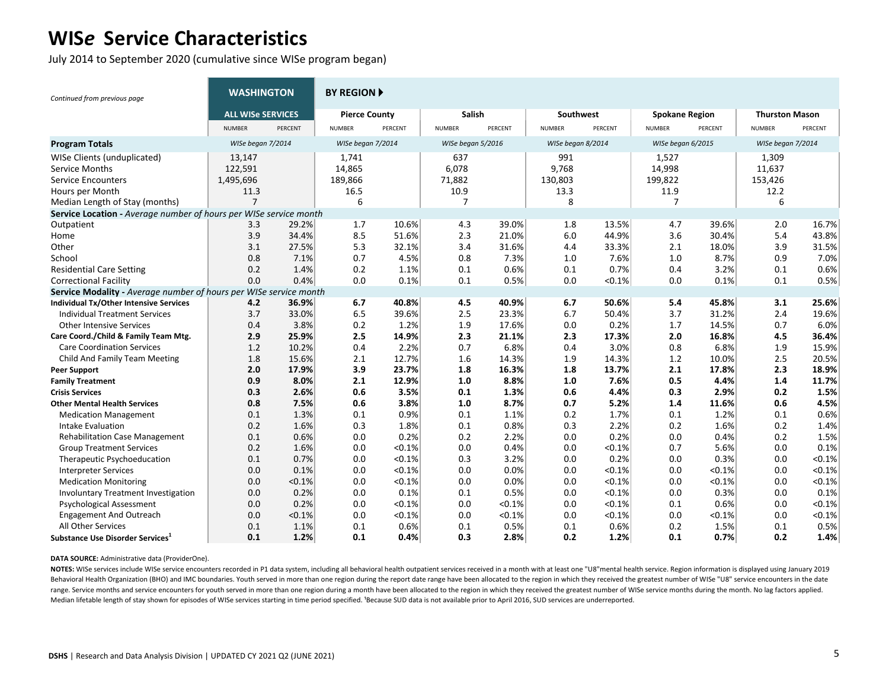# WIS*e* Service Characteristics

July 2014 to September 2020 (cumulative since WISe program began)

| *Continued from previous page* | WASHINGTON | | BY REGION ▶ | | | | | | | | | |
|---|---|---|---|---|---|---|---|---|---|---|---|---|
| | ALL WISe SERVICES | | Pierce County | | Salish | | Southwest | | Spokane Region | | Thurston Mason | |
| | NUMBER | PERCENT | NUMBER | PERCENT | NUMBER | PERCENT | NUMBER | PERCENT | NUMBER | PERCENT | NUMBER | PERCENT |
| **Program Totals** | *WISe began 7/2014* | | *WISe began 7/2014* | | *WISe began 5/2016* | | *WISe began 8/2014* | | *WISe began 6/2015* | | *WISe began 7/2014* | |
| WISe Clients (unduplicated) | 13,147 | | 1,741 | | 637 | | 991 | | 1,527 | | 1,309 | |
| Service Months | 122,591 | | 14,865 | | 6,078 | | 9,768 | | 14,998 | | 11,637 | |
| Service Encounters | 1,495,696 | | 189,866 | | 71,882 | | 130,803 | | 199,822 | | 153,426 | |
| Hours per Month | 11.3 | | 16.5 | | 10.9 | | 13.3 | | 11.9 | | 12.2 | |
| Median Length of Stay (months) | 7 | | 6 | | 7 | | 8 | | 7 | | 6 | |
| **Service Location -** *Average number of hours per WISe service month* | | | | | | | | | | | | |
| Outpatient | 3.3 | 29.2% | 1.7 | 10.6% | 4.3 | 39.0% | 1.8 | 13.5% | 4.7 | 39.6% | 2.0 | 16.7% |
| Home | 3.9 | 34.4% | 8.5 | 51.6% | 2.3 | 21.0% | 6.0 | 44.9% | 3.6 | 30.4% | 5.4 | 43.8% |
| Other | 3.1 | 27.5% | 5.3 | 32.1% | 3.4 | 31.6% | 4.4 | 33.3% | 2.1 | 18.0% | 3.9 | 31.5% |
| School | 0.8 | 7.1% | 0.7 | 4.5% | 0.8 | 7.3% | 1.0 | 7.6% | 1.0 | 8.7% | 0.9 | 7.0% |
| Residential Care Setting | 0.2 | 1.4% | 0.2 | 1.1% | 0.1 | 0.6% | 0.1 | 0.7% | 0.4 | 3.2% | 0.1 | 0.6% |
| Correctional Facility | 0.0 | 0.4% | 0.0 | 0.1% | 0.1 | 0.5% | 0.0 | <0.1% | 0.0 | 0.1% | 0.1 | 0.5% |
| **Service Modality -** *Average number of hours per WISe service month* | | | | | | | | | | | | |
| **Individual Tx/Other Intensive Services** | **4.2** | **36.9%** | **6.7** | **40.8%** | **4.5** | **40.9%** | **6.7** | **50.6%** | **5.4** | **45.8%** | **3.1** | **25.6%** |
| Individual Treatment Services | 3.7 | 33.0% | 6.5 | 39.6% | 2.5 | 23.3% | 6.7 | 50.4% | 3.7 | 31.2% | 2.4 | 19.6% |
| Other Intensive Services | 0.4 | 3.8% | 0.2 | 1.2% | 1.9 | 17.6% | 0.0 | 0.2% | 1.7 | 14.5% | 0.7 | 6.0% |
| **Care Coord./Child & Family Team Mtg.** | **2.9** | **25.9%** | **2.5** | **14.9%** | **2.3** | **21.1%** | **2.3** | **17.3%** | **2.0** | **16.8%** | **4.5** | **36.4%** |
| Care Coordination Services | 1.2 | 10.2% | 0.4 | 2.2% | 0.7 | 6.8% | 0.4 | 3.0% | 0.8 | 6.8% | 1.9 | 15.9% |
| Child And Family Team Meeting | 1.8 | 15.6% | 2.1 | 12.7% | 1.6 | 14.3% | 1.9 | 14.3% | 1.2 | 10.0% | 2.5 | 20.5% |
| **Peer Support** | **2.0** | **17.9%** | **3.9** | **23.7%** | **1.8** | **16.3%** | **1.8** | **13.7%** | **2.1** | **17.8%** | **2.3** | **18.9%** |
| **Family Treatment** | **0.9** | **8.0%** | **2.1** | **12.9%** | **1.0** | **8.8%** | **1.0** | **7.6%** | **0.5** | **4.4%** | **1.4** | **11.7%** |
| **Crisis Services** | **0.3** | **2.6%** | **0.6** | **3.5%** | **0.1** | **1.3%** | **0.6** | **4.4%** | **0.3** | **2.9%** | **0.2** | **1.5%** |
| **Other Mental Health Services** | **0.8** | **7.5%** | **0.6** | **3.8%** | **1.0** | **8.7%** | **0.7** | **5.2%** | **1.4** | **11.6%** | **0.6** | **4.5%** |
| Medication Management | 0.1 | 1.3% | 0.1 | 0.9% | 0.1 | 1.1% | 0.2 | 1.7% | 0.1 | 1.2% | 0.1 | 0.6% |
| Intake Evaluation | 0.2 | 1.6% | 0.3 | 1.8% | 0.1 | 0.8% | 0.3 | 2.2% | 0.2 | 1.6% | 0.2 | 1.4% |
| Rehabilitation Case Management | 0.1 | 0.6% | 0.0 | 0.2% | 0.2 | 2.2% | 0.0 | 0.2% | 0.0 | 0.4% | 0.2 | 1.5% |
| Group Treatment Services | 0.2 | 1.6% | 0.0 | <0.1% | 0.0 | 0.4% | 0.0 | <0.1% | 0.7 | 5.6% | 0.0 | 0.1% |
| Therapeutic Psychoeducation | 0.1 | 0.7% | 0.0 | <0.1% | 0.3 | 3.2% | 0.0 | 0.2% | 0.0 | 0.3% | 0.0 | <0.1% |
| Interpreter Services | 0.0 | 0.1% | 0.0 | <0.1% | 0.0 | 0.0% | 0.0 | <0.1% | 0.0 | <0.1% | 0.0 | <0.1% |
| Medication Monitoring | 0.0 | <0.1% | 0.0 | <0.1% | 0.0 | 0.0% | 0.0 | <0.1% | 0.0 | <0.1% | 0.0 | <0.1% |
| Involuntary Treatment Investigation | 0.0 | 0.2% | 0.0 | 0.1% | 0.1 | 0.5% | 0.0 | <0.1% | 0.0 | 0.3% | 0.0 | 0.1% |
| Psychological Assessment | 0.0 | 0.2% | 0.0 | <0.1% | 0.0 | <0.1% | 0.0 | <0.1% | 0.1 | 0.6% | 0.0 | <0.1% |
| Engagement And Outreach | 0.0 | <0.1% | 0.0 | <0.1% | 0.0 | <0.1% | 0.0 | <0.1% | 0.0 | <0.1% | 0.0 | <0.1% |
| All Other Services | 0.1 | 1.1% | 0.1 | 0.6% | 0.1 | 0.5% | 0.1 | 0.6% | 0.2 | 1.5% | 0.1 | 0.5% |
| **Substance Use Disorder Services[1]** | **0.1** | **1.2%** | **0.1** | **0.4%** | **0.3** | **2.8%** | **0.2** | **1.2%** | **0.1** | **0.7%** | **0.2** | **1.4%** |

**DATA SOURCE:** Administrative data (ProviderOne).

**NOTES:** WISe services include WISe service encounters recorded in P1 data system, including all behavioral health outpatient services received in a month with at least one "U8"mental health service. Region information is displayed using January 2019 Behavioral Health Organization (BHO) and IMC boundaries. Youth served in more than one region during the report date range have been allocated to the region in which they received the greatest number of WISe "U8" service encounters in the date range. Service months and service encounters for youth served in more than one region during a month have been allocated to the region in which they received the greatest number of WISe service months during the month. No lag factors applied. Median lifetable length of stay shown for episodes of WISe services starting in time period specified. [1]Because SUD data is not available prior to April 2016, SUD services are underreported.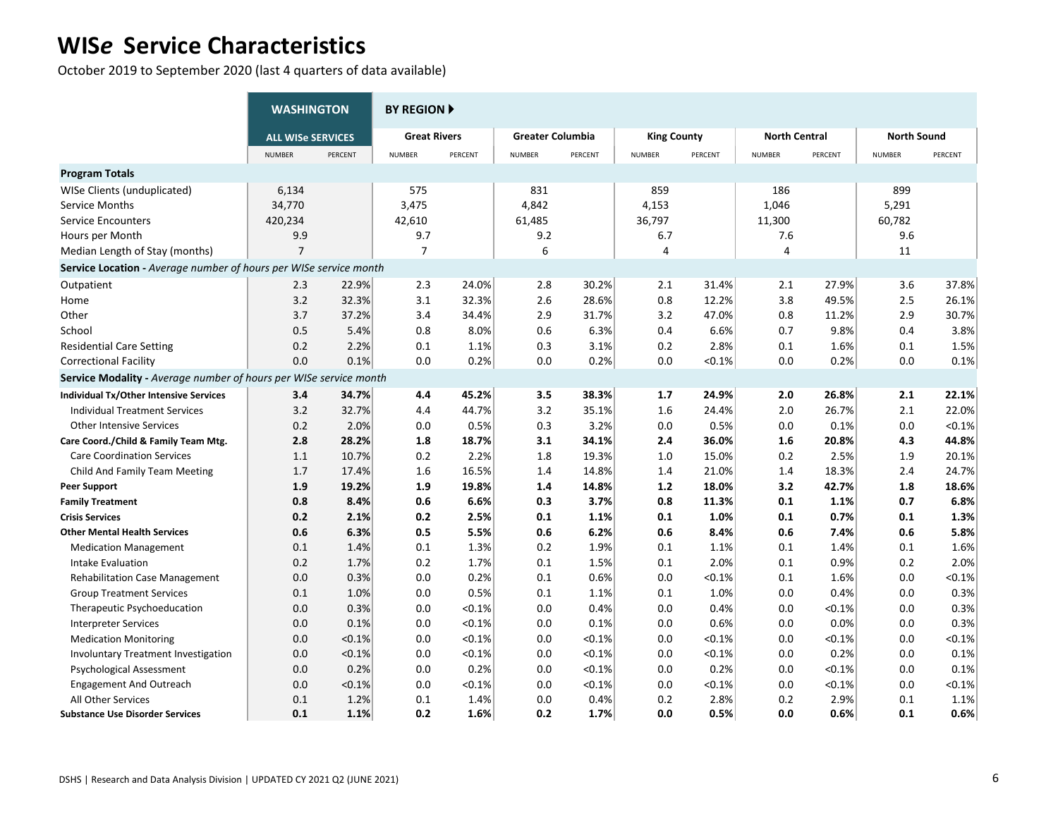# WISe Service Characteristics

October 2019 to September 2020 (last 4 quarters of data available)

| | WASHINGTON | | BY REGION | | | | | | | | | |
|---|---|---|---|---|---|---|---|---|---|---|---|---|
| | ALL WISe SERVICES | | Great Rivers | | Greater Columbia | | King County | | North Central | | North Sound | |
| | NUMBER | PERCENT | NUMBER | PERCENT | NUMBER | PERCENT | NUMBER | PERCENT | NUMBER | PERCENT | NUMBER | PERCENT |
| **Program Totals** | | | | | | | | | | | | |
| WISe Clients (unduplicated) | 6,134 | | 575 | | 831 | | 859 | | 186 | | 899 | |
| Service Months | 34,770 | | 3,475 | | 4,842 | | 4,153 | | 1,046 | | 5,291 | |
| Service Encounters | 420,234 | | 42,610 | | 61,485 | | 36,797 | | 11,300 | | 60,782 | |
| Hours per Month | 9.9 | | 9.7 | | 9.2 | | 6.7 | | 7.6 | | 9.6 | |
| Median Length of Stay (months) | 7 | | 7 | | 6 | | 4 | | 4 | | 11 | |
| **Service Location -** *Average number of hours per WISe service month* | | | | | | | | | | | | |
| Outpatient | 2.3 | 22.9% | 2.3 | 24.0% | 2.8 | 30.2% | 2.1 | 31.4% | 2.1 | 27.9% | 3.6 | 37.8% |
| Home | 3.2 | 32.3% | 3.1 | 32.3% | 2.6 | 28.6% | 0.8 | 12.2% | 3.8 | 49.5% | 2.5 | 26.1% |
| Other | 3.7 | 37.2% | 3.4 | 34.4% | 2.9 | 31.7% | 3.2 | 47.0% | 0.8 | 11.2% | 2.9 | 30.7% |
| School | 0.5 | 5.4% | 0.8 | 8.0% | 0.6 | 6.3% | 0.4 | 6.6% | 0.7 | 9.8% | 0.4 | 3.8% |
| Residential Care Setting | 0.2 | 2.2% | 0.1 | 1.1% | 0.3 | 3.1% | 0.2 | 2.8% | 0.1 | 1.6% | 0.1 | 1.5% |
| Correctional Facility | 0.0 | 0.1% | 0.0 | 0.2% | 0.0 | 0.2% | 0.0 | <0.1% | 0.0 | 0.2% | 0.0 | 0.1% |
| **Service Modality -** *Average number of hours per WISe service month* | | | | | | | | | | | | |
| **Individual Tx/Other Intensive Services** | **3.4** | **34.7%** | **4.4** | **45.2%** | **3.5** | **38.3%** | **1.7** | **24.9%** | **2.0** | **26.8%** | **2.1** | **22.1%** |
| Individual Treatment Services | 3.2 | 32.7% | 4.4 | 44.7% | 3.2 | 35.1% | 1.6 | 24.4% | 2.0 | 26.7% | 2.1 | 22.0% |
| Other Intensive Services | 0.2 | 2.0% | 0.0 | 0.5% | 0.3 | 3.2% | 0.0 | 0.5% | 0.0 | 0.1% | 0.0 | <0.1% |
| **Care Coord./Child & Family Team Mtg.** | **2.8** | **28.2%** | **1.8** | **18.7%** | **3.1** | **34.1%** | **2.4** | **36.0%** | **1.6** | **20.8%** | **4.3** | **44.8%** |
| Care Coordination Services | 1.1 | 10.7% | 0.2 | 2.2% | 1.8 | 19.3% | 1.0 | 15.0% | 0.2 | 2.5% | 1.9 | 20.1% |
| Child And Family Team Meeting | 1.7 | 17.4% | 1.6 | 16.5% | 1.4 | 14.8% | 1.4 | 21.0% | 1.4 | 18.3% | 2.4 | 24.7% |
| **Peer Support** | **1.9** | **19.2%** | **1.9** | **19.8%** | **1.4** | **14.8%** | **1.2** | **18.0%** | **3.2** | **42.7%** | **1.8** | **18.6%** |
| **Family Treatment** | **0.8** | **8.4%** | **0.6** | **6.6%** | **0.3** | **3.7%** | **0.8** | **11.3%** | **0.1** | **1.1%** | **0.7** | **6.8%** |
| **Crisis Services** | **0.2** | **2.1%** | **0.2** | **2.5%** | **0.1** | **1.1%** | **0.1** | **1.0%** | **0.1** | **0.7%** | **0.1** | **1.3%** |
| **Other Mental Health Services** | **0.6** | **6.3%** | **0.5** | **5.5%** | **0.6** | **6.2%** | **0.6** | **8.4%** | **0.6** | **7.4%** | **0.6** | **5.8%** |
| Medication Management | 0.1 | 1.4% | 0.1 | 1.3% | 0.2 | 1.9% | 0.1 | 1.1% | 0.1 | 1.4% | 0.1 | 1.6% |
| Intake Evaluation | 0.2 | 1.7% | 0.2 | 1.7% | 0.1 | 1.5% | 0.1 | 2.0% | 0.1 | 0.9% | 0.2 | 2.0% |
| Rehabilitation Case Management | 0.0 | 0.3% | 0.0 | 0.2% | 0.1 | 0.6% | 0.0 | <0.1% | 0.1 | 1.6% | 0.0 | <0.1% |
| Group Treatment Services | 0.1 | 1.0% | 0.0 | 0.5% | 0.1 | 1.1% | 0.1 | 1.0% | 0.0 | 0.4% | 0.0 | 0.3% |
| Therapeutic Psychoeducation | 0.0 | 0.3% | 0.0 | <0.1% | 0.0 | 0.4% | 0.0 | 0.4% | 0.0 | <0.1% | 0.0 | 0.3% |
| Interpreter Services | 0.0 | 0.1% | 0.0 | <0.1% | 0.0 | 0.1% | 0.0 | 0.6% | 0.0 | 0.0% | 0.0 | 0.3% |
| Medication Monitoring | 0.0 | <0.1% | 0.0 | <0.1% | 0.0 | <0.1% | 0.0 | <0.1% | 0.0 | <0.1% | 0.0 | <0.1% |
| Involuntary Treatment Investigation | 0.0 | <0.1% | 0.0 | <0.1% | 0.0 | <0.1% | 0.0 | <0.1% | 0.0 | 0.2% | 0.0 | 0.1% |
| Psychological Assessment | 0.0 | 0.2% | 0.0 | 0.2% | 0.0 | <0.1% | 0.0 | 0.2% | 0.0 | <0.1% | 0.0 | 0.1% |
| Engagement And Outreach | 0.0 | <0.1% | 0.0 | <0.1% | 0.0 | <0.1% | 0.0 | <0.1% | 0.0 | <0.1% | 0.0 | <0.1% |
| All Other Services | 0.1 | 1.2% | 0.1 | 1.4% | 0.0 | 0.4% | 0.2 | 2.8% | 0.2 | 2.9% | 0.1 | 1.1% |
| **Substance Use Disorder Services** | **0.1** | **1.1%** | **0.2** | **1.6%** | **0.2** | **1.7%** | **0.0** | **0.5%** | **0.0** | **0.6%** | **0.1** | **0.6%** |

DSHS | Research and Data Analysis Division | UPDATED CY 2021 Q2 (JUNE 2021)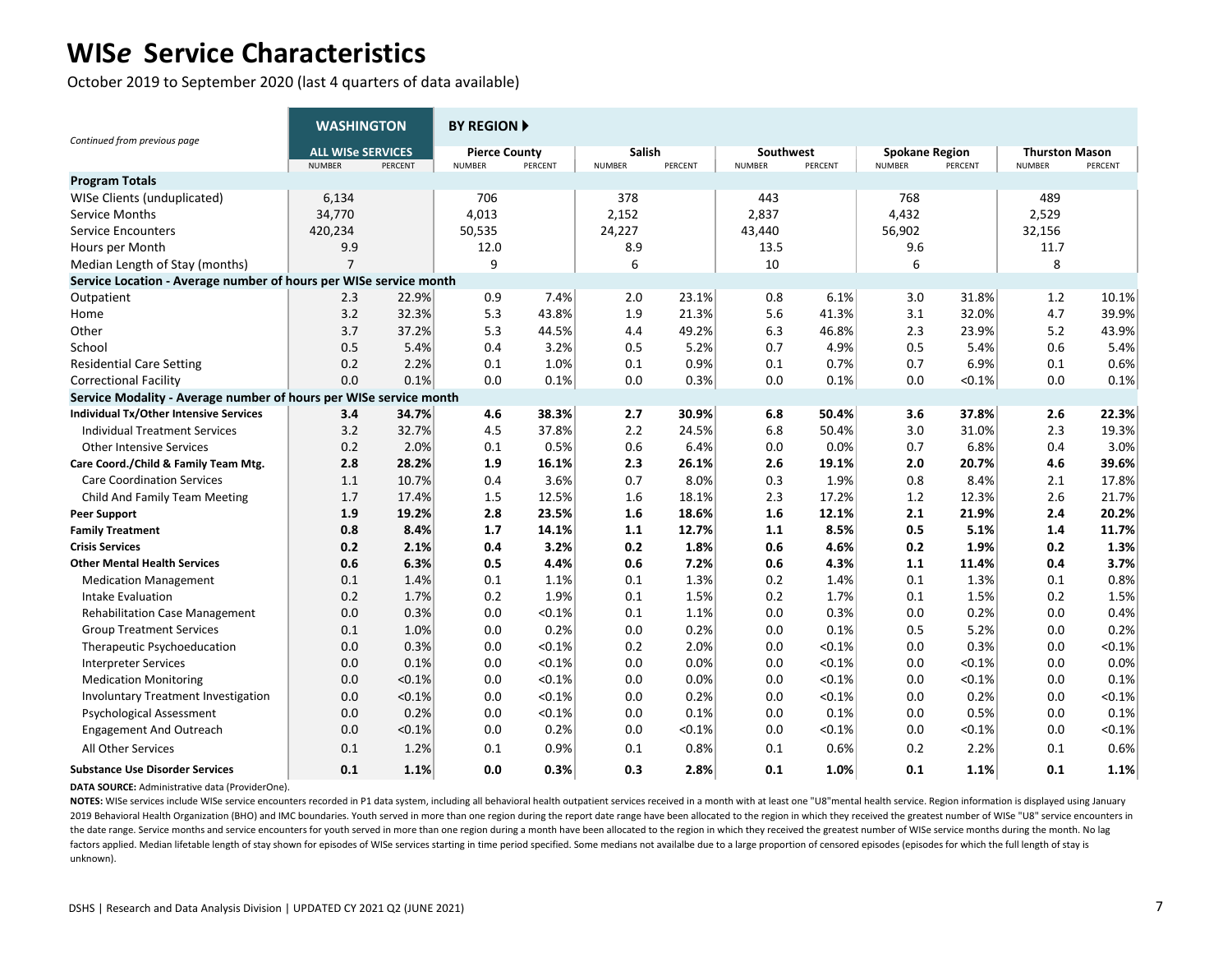# WIS*e* Service Characteristics

October 2019 to September 2020 (last 4 quarters of data available)

*Continued from previous page*

| | WASHINGTON | | BY REGION | | | | | | | | | |
|---|---|---|---|---|---|---|---|---|---|---|---|---|
| | ALL WISe SERVICES | | Pierce County | | Salish | | Southwest | | Spokane Region | | Thurston Mason | |
| | NUMBER | PERCENT | NUMBER | PERCENT | NUMBER | PERCENT | NUMBER | PERCENT | NUMBER | PERCENT | NUMBER | PERCENT |
| **Program Totals** | | | | | | | | | | | | |
| WISe Clients (unduplicated) | 6,134 | | 706 | | 378 | | 443 | | 768 | | 489 | |
| Service Months | 34,770 | | 4,013 | | 2,152 | | 2,837 | | 4,432 | | 2,529 | |
| Service Encounters | 420,234 | | 50,535 | | 24,227 | | 43,440 | | 56,902 | | 32,156 | |
| Hours per Month | 9.9 | | 12.0 | | 8.9 | | 13.5 | | 9.6 | | 11.7 | |
| Median Length of Stay (months) | 7 | | 9 | | 6 | | 10 | | 6 | | 8 | |
| **Service Location - Average number of hours per WISe service month** | | | | | | | | | | | | |
| Outpatient | 2.3 | 22.9% | 0.9 | 7.4% | 2.0 | 23.1% | 0.8 | 6.1% | 3.0 | 31.8% | 1.2 | 10.1% |
| Home | 3.2 | 32.3% | 5.3 | 43.8% | 1.9 | 21.3% | 5.6 | 41.3% | 3.1 | 32.0% | 4.7 | 39.9% |
| Other | 3.7 | 37.2% | 5.3 | 44.5% | 4.4 | 49.2% | 6.3 | 46.8% | 2.3 | 23.9% | 5.2 | 43.9% |
| School | 0.5 | 5.4% | 0.4 | 3.2% | 0.5 | 5.2% | 0.7 | 4.9% | 0.5 | 5.4% | 0.6 | 5.4% |
| Residential Care Setting | 0.2 | 2.2% | 0.1 | 1.0% | 0.1 | 0.9% | 0.1 | 0.7% | 0.7 | 6.9% | 0.1 | 0.6% |
| Correctional Facility | 0.0 | 0.1% | 0.0 | 0.1% | 0.0 | 0.3% | 0.0 | 0.1% | 0.0 | <0.1% | 0.0 | 0.1% |
| **Service Modality - Average number of hours per WISe service month** | | | | | | | | | | | | |
| **Individual Tx/Other Intensive Services** | **3.4** | **34.7%** | **4.6** | **38.3%** | **2.7** | **30.9%** | **6.8** | **50.4%** | **3.6** | **37.8%** | **2.6** | **22.3%** |
| Individual Treatment Services | 3.2 | 32.7% | 4.5 | 37.8% | 2.2 | 24.5% | 6.8 | 50.4% | 3.0 | 31.0% | 2.3 | 19.3% |
| Other Intensive Services | 0.2 | 2.0% | 0.1 | 0.5% | 0.6 | 6.4% | 0.0 | 0.0% | 0.7 | 6.8% | 0.4 | 3.0% |
| **Care Coord./Child & Family Team Mtg.** | **2.8** | **28.2%** | **1.9** | **16.1%** | **2.3** | **26.1%** | **2.6** | **19.1%** | **2.0** | **20.7%** | **4.6** | **39.6%** |
| Care Coordination Services | 1.1 | 10.7% | 0.4 | 3.6% | 0.7 | 8.0% | 0.3 | 1.9% | 0.8 | 8.4% | 2.1 | 17.8% |
| Child And Family Team Meeting | 1.7 | 17.4% | 1.5 | 12.5% | 1.6 | 18.1% | 2.3 | 17.2% | 1.2 | 12.3% | 2.6 | 21.7% |
| **Peer Support** | **1.9** | **19.2%** | **2.8** | **23.5%** | **1.6** | **18.6%** | **1.6** | **12.1%** | **2.1** | **21.9%** | **2.4** | **20.2%** |
| **Family Treatment** | **0.8** | **8.4%** | **1.7** | **14.1%** | **1.1** | **12.7%** | **1.1** | **8.5%** | **0.5** | **5.1%** | **1.4** | **11.7%** |
| **Crisis Services** | **0.2** | **2.1%** | **0.4** | **3.2%** | **0.2** | **1.8%** | **0.6** | **4.6%** | **0.2** | **1.9%** | **0.2** | **1.3%** |
| **Other Mental Health Services** | **0.6** | **6.3%** | **0.5** | **4.4%** | **0.6** | **7.2%** | **0.6** | **4.3%** | **1.1** | **11.4%** | **0.4** | **3.7%** |
| Medication Management | 0.1 | 1.4% | 0.1 | 1.1% | 0.1 | 1.3% | 0.2 | 1.4% | 0.1 | 1.3% | 0.1 | 0.8% |
| Intake Evaluation | 0.2 | 1.7% | 0.2 | 1.9% | 0.1 | 1.5% | 0.2 | 1.7% | 0.1 | 1.5% | 0.2 | 1.5% |
| Rehabilitation Case Management | 0.0 | 0.3% | 0.0 | <0.1% | 0.1 | 1.1% | 0.0 | 0.3% | 0.0 | 0.2% | 0.0 | 0.4% |
| Group Treatment Services | 0.1 | 1.0% | 0.0 | 0.2% | 0.0 | 0.2% | 0.0 | 0.1% | 0.5 | 5.2% | 0.0 | 0.2% |
| Therapeutic Psychoeducation | 0.0 | 0.3% | 0.0 | <0.1% | 0.2 | 2.0% | 0.0 | <0.1% | 0.0 | 0.3% | 0.0 | <0.1% |
| Interpreter Services | 0.0 | 0.1% | 0.0 | <0.1% | 0.0 | 0.0% | 0.0 | <0.1% | 0.0 | <0.1% | 0.0 | 0.0% |
| Medication Monitoring | 0.0 | <0.1% | 0.0 | <0.1% | 0.0 | 0.0% | 0.0 | <0.1% | 0.0 | <0.1% | 0.0 | 0.1% |
| Involuntary Treatment Investigation | 0.0 | <0.1% | 0.0 | <0.1% | 0.0 | 0.2% | 0.0 | <0.1% | 0.0 | 0.2% | 0.0 | <0.1% |
| Psychological Assessment | 0.0 | 0.2% | 0.0 | <0.1% | 0.0 | 0.1% | 0.0 | 0.1% | 0.0 | 0.5% | 0.0 | 0.1% |
| Engagement And Outreach | 0.0 | <0.1% | 0.0 | 0.2% | 0.0 | <0.1% | 0.0 | <0.1% | 0.0 | <0.1% | 0.0 | <0.1% |
| All Other Services | 0.1 | 1.2% | 0.1 | 0.9% | 0.1 | 0.8% | 0.1 | 0.6% | 0.2 | 2.2% | 0.1 | 0.6% |
| **Substance Use Disorder Services** | **0.1** | **1.1%** | **0.0** | **0.3%** | **0.3** | **2.8%** | **0.1** | **1.0%** | **0.1** | **1.1%** | **0.1** | **1.1%** |

**DATA SOURCE:** Administrative data (ProviderOne).

**NOTES:** WISe services include WISe service encounters recorded in P1 data system, including all behavioral health outpatient services received in a month with at least one "U8"mental health service. Region information is displayed using January 2019 Behavioral Health Organization (BHO) and IMC boundaries. Youth served in more than one region during the report date range have been allocated to the region in which they received the greatest number of WISe "U8" service encounters in the date range. Service months and service encounters for youth served in more than one region during a month have been allocated to the region in which they received the greatest number of WISe service months during the month. No lag factors applied. Median lifetable length of stay shown for episodes of WISe services starting in time period specified. Some medians not availalbe due to a large proportion of censored episodes (episodes for which the full length of stay is unknown).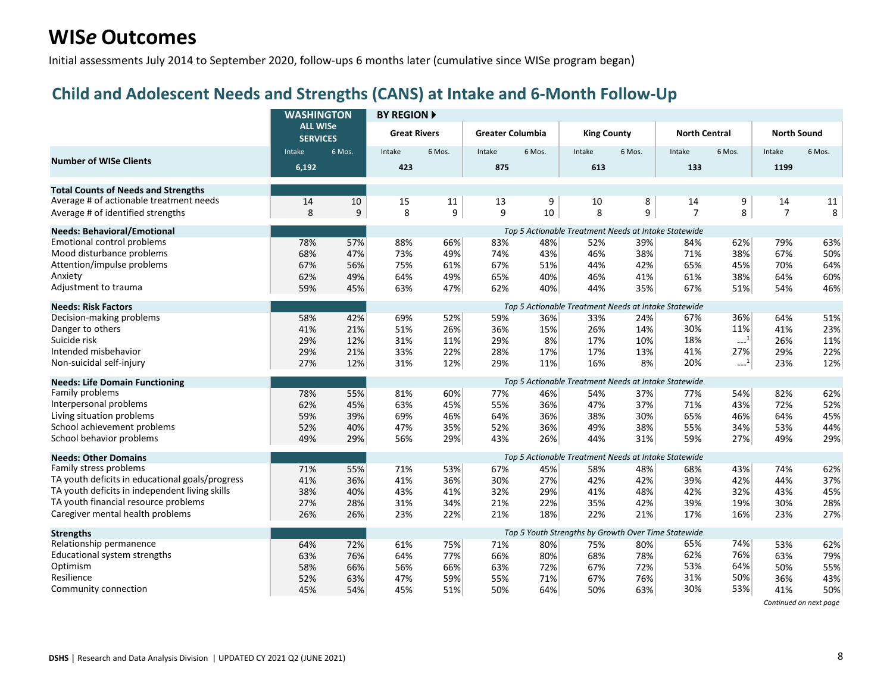# WISe Outcomes

Initial assessments July 2014 to September 2020, follow-ups 6 months later (cumulative since WISe program began)

## Child and Adolescent Needs and Strengths (CANS) at Intake and 6-Month Follow-Up

| | WASHINGTON ALL WISe SERVICES | | BY REGION ▶ Great Rivers | | Greater Columbia | | King County | | North Central | | North Sound | |
|---|---|---|---|---|---|---|---|---|---|---|---|---|
| | Intake | 6 Mos. | Intake | 6 Mos. | Intake | 6 Mos. | Intake | 6 Mos. | Intake | 6 Mos. | Intake | 6 Mos. |
| **Number of WISe Clients** | 6,192 | | 423 | | 875 | | 613 | | 133 | | 1199 | |
| **Total Counts of Needs and Strengths** | | | | | | | | | | | | |
| Average # of actionable treatment needs | 14 | 10 | 15 | 11 | 13 | 9 | 10 | 8 | 14 | 9 | 14 | 11 |
| Average # of identified strengths | 8 | 9 | 8 | 9 | 9 | 10 | 8 | 9 | 7 | 8 | 7 | 8 |
| **Needs: Behavioral/Emotional** | | | *Top 5 Actionable Treatment Needs at Intake Statewide* | | | | | | | | | |
| Emotional control problems | 78% | 57% | 88% | 66% | 83% | 48% | 52% | 39% | 84% | 62% | 79% | 63% |
| Mood disturbance problems | 68% | 47% | 73% | 49% | 74% | 43% | 46% | 38% | 71% | 38% | 67% | 50% |
| Attention/impulse problems | 67% | 56% | 75% | 61% | 67% | 51% | 44% | 42% | 65% | 45% | 70% | 64% |
| Anxiety | 62% | 49% | 64% | 49% | 65% | 40% | 46% | 41% | 61% | 38% | 64% | 60% |
| Adjustment to trauma | 59% | 45% | 63% | 47% | 62% | 40% | 44% | 35% | 67% | 51% | 54% | 46% |
| **Needs: Risk Factors** | | | *Top 5 Actionable Treatment Needs at Intake Statewide* | | | | | | | | | |
| Decision-making problems | 58% | 42% | 69% | 52% | 59% | 36% | 33% | 24% | 67% | 36% | 64% | 51% |
| Danger to others | 41% | 21% | 51% | 26% | 36% | 15% | 26% | 14% | 30% | 11% | 41% | 23% |
| Suicide risk | 29% | 12% | 31% | 11% | 29% | 8% | 17% | 10% | 18% | ---[1] | 26% | 11% |
| Intended misbehavior | 29% | 21% | 33% | 22% | 28% | 17% | 17% | 13% | 41% | 27% | 29% | 22% |
| Non-suicidal self-injury | 27% | 12% | 31% | 12% | 29% | 11% | 16% | 8% | 20% | ---[1] | 23% | 12% |
| **Needs: Life Domain Functioning** | | | *Top 5 Actionable Treatment Needs at Intake Statewide* | | | | | | | | | |
| Family problems | 78% | 55% | 81% | 60% | 77% | 46% | 54% | 37% | 77% | 54% | 82% | 62% |
| Interpersonal problems | 62% | 45% | 63% | 45% | 55% | 36% | 47% | 37% | 71% | 43% | 72% | 52% |
| Living situation problems | 59% | 39% | 69% | 46% | 64% | 36% | 38% | 30% | 65% | 46% | 64% | 45% |
| School achievement problems | 52% | 40% | 47% | 35% | 52% | 36% | 49% | 38% | 55% | 34% | 53% | 44% |
| School behavior problems | 49% | 29% | 56% | 29% | 43% | 26% | 44% | 31% | 59% | 27% | 49% | 29% |
| **Needs: Other Domains** | | | *Top 5 Actionable Treatment Needs at Intake Statewide* | | | | | | | | | |
| Family stress problems | 71% | 55% | 71% | 53% | 67% | 45% | 58% | 48% | 68% | 43% | 74% | 62% |
| TA youth deficits in educational goals/progress | 41% | 36% | 41% | 36% | 30% | 27% | 42% | 42% | 39% | 42% | 44% | 37% |
| TA youth deficits in independent living skills | 38% | 40% | 43% | 41% | 32% | 29% | 41% | 48% | 42% | 32% | 43% | 45% |
| TA youth financial resource problems | 27% | 28% | 31% | 34% | 21% | 22% | 35% | 42% | 39% | 19% | 30% | 28% |
| Caregiver mental health problems | 26% | 26% | 23% | 22% | 21% | 18% | 22% | 21% | 17% | 16% | 23% | 27% |
| **Strengths** | | | *Top 5 Youth Strengths by Growth Over Time Statewide* | | | | | | | | | |
| Relationship permanence | 64% | 72% | 61% | 75% | 71% | 80% | 75% | 80% | 65% | 74% | 53% | 62% |
| Educational system strengths | 63% | 76% | 64% | 77% | 66% | 80% | 68% | 78% | 62% | 76% | 63% | 79% |
| Optimism | 58% | 66% | 56% | 66% | 63% | 72% | 67% | 72% | 53% | 64% | 50% | 55% |
| Resilience | 52% | 63% | 47% | 59% | 55% | 71% | 67% | 76% | 31% | 50% | 36% | 43% |
| Community connection | 45% | 54% | 45% | 51% | 50% | 64% | 50% | 63% | 30% | 53% | 41% | 50% |

*Continued on next page*

**DSHS** | Research and Data Analysis Division | UPDATED CY 2021 Q2 (JUNE 2021)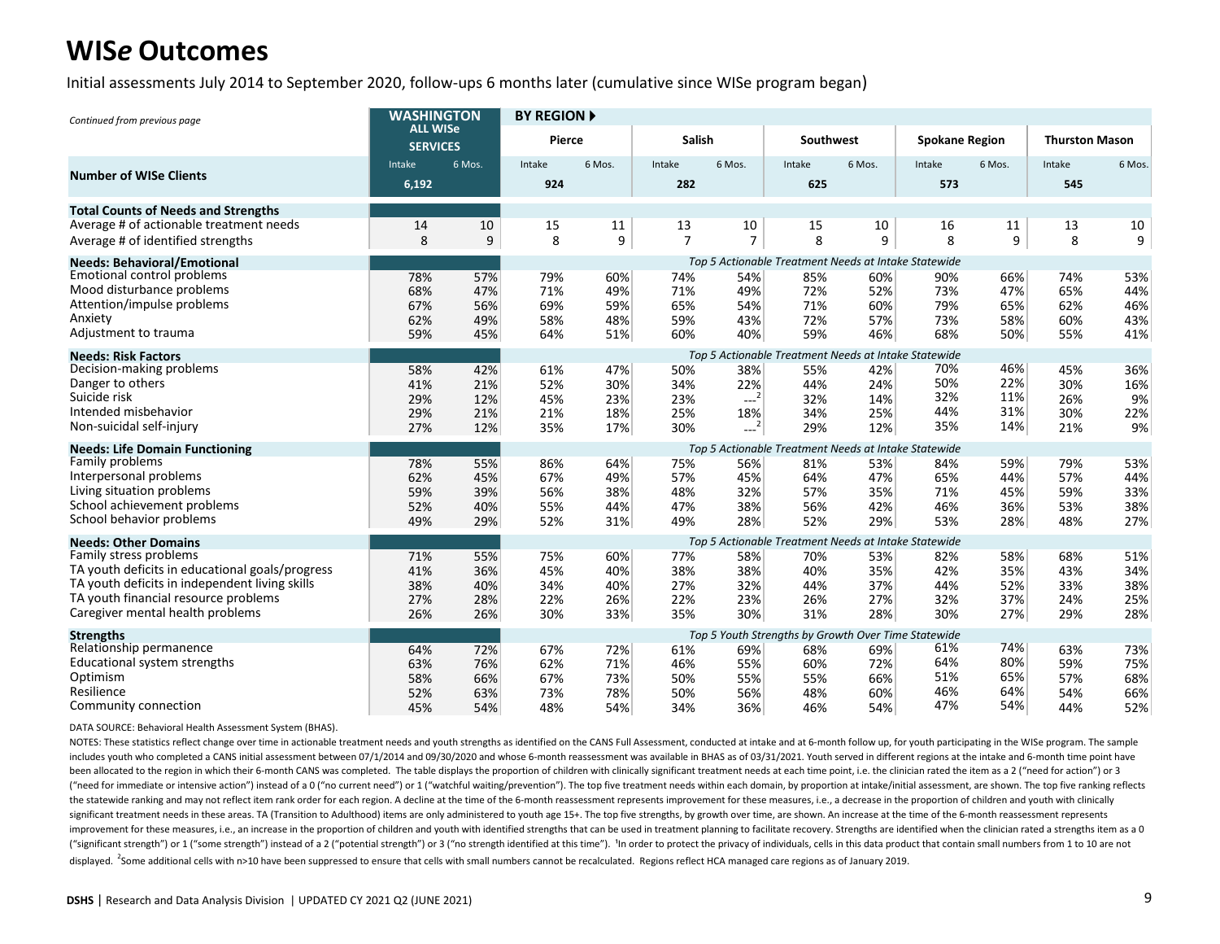# WIS*e* Outcomes

Initial assessments July 2014 to September 2020, follow-ups 6 months later (cumulative since WISe program began)

| *Continued from previous page* | WASHINGTON ALL WISe SERVICES | | BY REGION ▶ Pierce | | Salish | | Southwest | | Spokane Region | | Thurston Mason | |
|---|---|---|---|---|---|---|---|---|---|---|---|---|
| | Intake | 6 Mos. | Intake | 6 Mos. | Intake | 6 Mos. | Intake | 6 Mos. | Intake | 6 Mos. | Intake | 6 Mos. |
| **Number of WISe Clients** | 6,192 | | 924 | | 282 | | 625 | | 573 | | 545 | |
| **Total Counts of Needs and Strengths** | | | | | | | | | | | | |
| Average # of actionable treatment needs | 14 | 10 | 15 | 11 | 13 | 10 | 15 | 10 | 16 | 11 | 13 | 10 |
| Average # of identified strengths | 8 | 9 | 8 | 9 | 7 | 7 | 8 | 9 | 8 | 9 | 8 | 9 |
| **Needs: Behavioral/Emotional** | | | *Top 5 Actionable Treatment Needs at Intake Statewide* | | | | | | | | | |
| Emotional control problems | 78% | 57% | 79% | 60% | 74% | 54% | 85% | 60% | 90% | 66% | 74% | 53% |
| Mood disturbance problems | 68% | 47% | 71% | 49% | 71% | 49% | 72% | 52% | 73% | 47% | 65% | 44% |
| Attention/impulse problems | 67% | 56% | 69% | 59% | 65% | 54% | 71% | 60% | 79% | 65% | 62% | 46% |
| Anxiety | 62% | 49% | 58% | 48% | 59% | 43% | 72% | 57% | 73% | 58% | 60% | 43% |
| Adjustment to trauma | 59% | 45% | 64% | 51% | 60% | 40% | 59% | 46% | 68% | 50% | 55% | 41% |
| **Needs: Risk Factors** | | | *Top 5 Actionable Treatment Needs at Intake Statewide* | | | | | | | | | |
| Decision-making problems | 58% | 42% | 61% | 47% | 50% | 38% | 55% | 42% | 70% | 46% | 45% | 36% |
| Danger to others | 41% | 21% | 52% | 30% | 34% | 22% | 44% | 24% | 50% | 22% | 30% | 16% |
| Suicide risk | 29% | 12% | 45% | 23% | 23% | ---[2] | 32% | 14% | 32% | 11% | 26% | 9% |
| Intended misbehavior | 29% | 21% | 21% | 18% | 25% | 18% | 34% | 25% | 44% | 31% | 30% | 22% |
| Non-suicidal self-injury | 27% | 12% | 35% | 17% | 30% | ---[2] | 29% | 12% | 35% | 14% | 21% | 9% |
| **Needs: Life Domain Functioning** | | | *Top 5 Actionable Treatment Needs at Intake Statewide* | | | | | | | | | |
| Family problems | 78% | 55% | 86% | 64% | 75% | 56% | 81% | 53% | 84% | 59% | 79% | 53% |
| Interpersonal problems | 62% | 45% | 67% | 49% | 57% | 45% | 64% | 47% | 65% | 44% | 57% | 44% |
| Living situation problems | 59% | 39% | 56% | 38% | 48% | 32% | 57% | 35% | 71% | 45% | 59% | 33% |
| School achievement problems | 52% | 40% | 55% | 44% | 47% | 38% | 56% | 42% | 46% | 36% | 53% | 38% |
| School behavior problems | 49% | 29% | 52% | 31% | 49% | 28% | 52% | 29% | 53% | 28% | 48% | 27% |
| **Needs: Other Domains** | | | *Top 5 Actionable Treatment Needs at Intake Statewide* | | | | | | | | | |
| Family stress problems | 71% | 55% | 75% | 60% | 77% | 58% | 70% | 53% | 82% | 58% | 68% | 51% |
| TA youth deficits in educational goals/progress | 41% | 36% | 45% | 40% | 38% | 38% | 40% | 35% | 42% | 35% | 43% | 34% |
| TA youth deficits in independent living skills | 38% | 40% | 34% | 40% | 27% | 32% | 44% | 37% | 44% | 52% | 33% | 38% |
| TA youth financial resource problems | 27% | 28% | 22% | 26% | 22% | 23% | 26% | 27% | 32% | 37% | 24% | 25% |
| Caregiver mental health problems | 26% | 26% | 30% | 33% | 35% | 30% | 31% | 28% | 30% | 27% | 29% | 28% |
| **Strengths** | | | *Top 5 Youth Strengths by Growth Over Time Statewide* | | | | | | | | | |
| Relationship permanence | 64% | 72% | 67% | 72% | 61% | 69% | 68% | 69% | 61% | 74% | 63% | 73% |
| Educational system strengths | 63% | 76% | 62% | 71% | 46% | 55% | 60% | 72% | 64% | 80% | 59% | 75% |
| Optimism | 58% | 66% | 67% | 73% | 50% | 55% | 55% | 66% | 51% | 65% | 57% | 68% |
| Resilience | 52% | 63% | 73% | 78% | 50% | 56% | 48% | 60% | 46% | 64% | 54% | 66% |
| Community connection | 45% | 54% | 48% | 54% | 34% | 36% | 46% | 54% | 47% | 54% | 44% | 52% |

DATA SOURCE: Behavioral Health Assessment System (BHAS).

NOTES: These statistics reflect change over time in actionable treatment needs and youth strengths as identified on the CANS Full Assessment, conducted at intake and at 6-month follow up, for youth participating in the WISe program. The sample includes youth who completed a CANS initial assessment between 07/1/2014 and 09/30/2020 and whose 6-month reassessment was available in BHAS as of 03/31/2021. Youth served in different regions at the intake and 6-month time point have been allocated to the region in which their 6-month CANS was completed. The table displays the proportion of children with clinically significant treatment needs at each time point, i.e. the clinician rated the item as a 2 ("need for action") or 3 ("need for immediate or intensive action") instead of a 0 ("no current need") or 1 ("watchful waiting/prevention"). The top five treatment needs within each domain, by proportion at intake/initial assessment, are shown. The top five ranking reflects the statewide ranking and may not reflect item rank order for each region. A decline at the time of the 6-month reassessment represents improvement for these measures, i.e., a decrease in the proportion of children and youth with clinically significant treatment needs in these areas. TA (Transition to Adulthood) items are only administered to youth age 15+. The top five strengths, by growth over time, are shown. An increase at the time of the 6-month reassessment represents improvement for these measures, i.e., an increase in the proportion of children and youth with identified strengths that can be used in treatment planning to facilitate recovery. Strengths are identified when the clinician rated a strengths item as a 0 ("significant strength") or 1 ("some strength") instead of a 2 ("potential strength") or 3 ("no strength identified at this time"). [1]In order to protect the privacy of individuals, cells in this data product that contain small numbers from 1 to 10 are not displayed. [2]Some additional cells with n>10 have been suppressed to ensure that cells with small numbers cannot be recalculated. Regions reflect HCA managed care regions as of January 2019.

**DSHS** | Research and Data Analysis Division | UPDATED CY 2021 Q2 (JUNE 2021)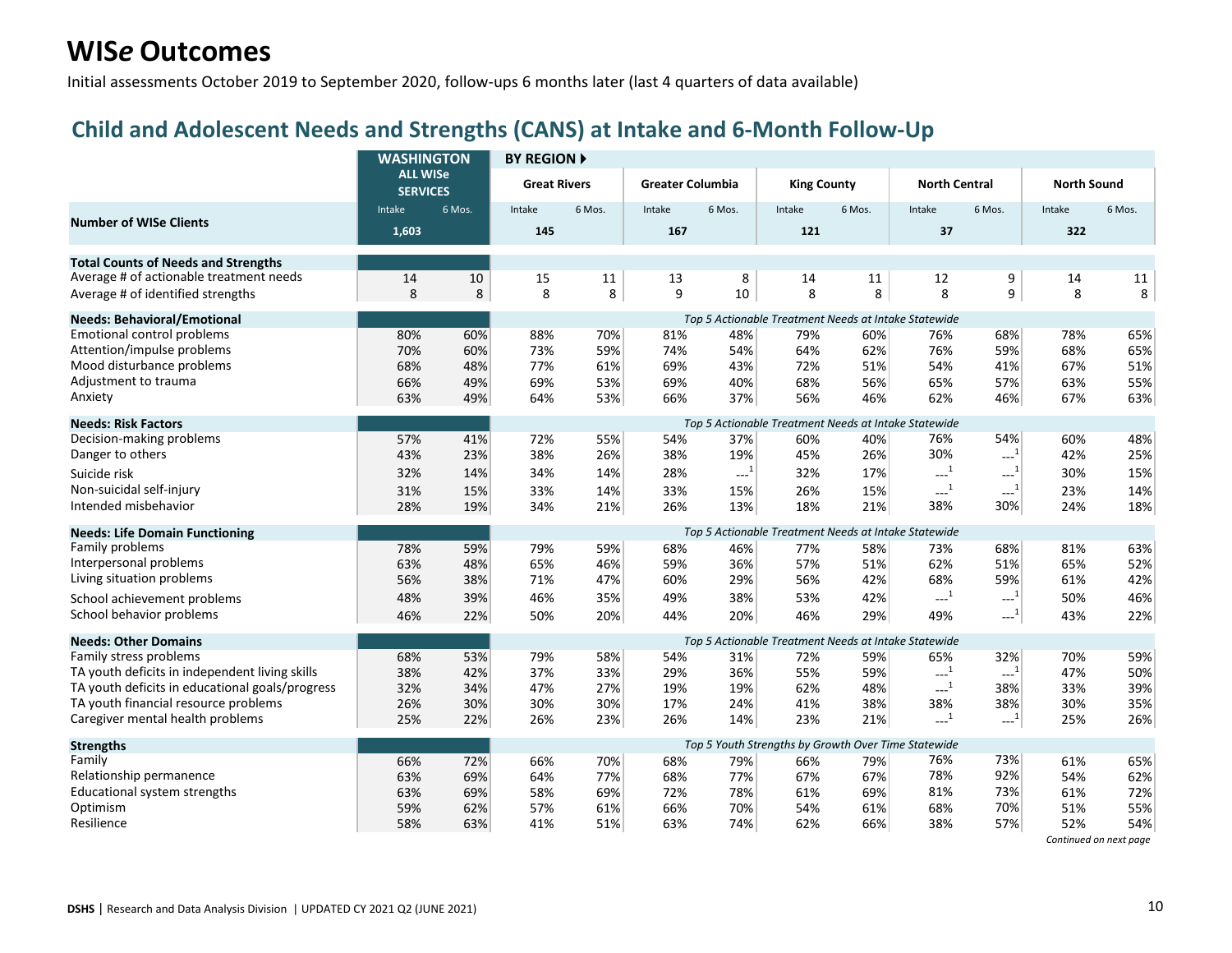# WIS*e* Outcomes

Initial assessments October 2019 to September 2020, follow-ups 6 months later (last 4 quarters of data available)

## Child and Adolescent Needs and Strengths (CANS) at Intake and 6-Month Follow-Up

| | WASHINGTON ALL WISe SERVICES | | BY REGION ▶ Great Rivers | | Greater Columbia | | King County | | North Central | | North Sound | |
|---|---|---|---|---|---|---|---|---|---|---|---|---|
| | Intake | 6 Mos. | Intake | 6 Mos. | Intake | 6 Mos. | Intake | 6 Mos. | Intake | 6 Mos. | Intake | 6 Mos. |
| **Number of WISe Clients** | 1,603 | | 145 | | 167 | | 121 | | 37 | | 322 | |
| **Total Counts of Needs and Strengths** | | | | | | | | | | | | |
| Average # of actionable treatment needs | 14 | 10 | 15 | 11 | 13 | 8 | 14 | 11 | 12 | 9 | 14 | 11 |
| Average # of identified strengths | 8 | 8 | 8 | 8 | 9 | 10 | 8 | 8 | 8 | 9 | 8 | 8 |
| **Needs: Behavioral/Emotional** | | | *Top 5 Actionable Treatment Needs at Intake Statewide* | | | | | | | | | |
| Emotional control problems | 80% | 60% | 88% | 70% | 81% | 48% | 79% | 60% | 76% | 68% | 78% | 65% |
| Attention/impulse problems | 70% | 60% | 73% | 59% | 74% | 54% | 64% | 62% | 76% | 59% | 68% | 65% |
| Mood disturbance problems | 68% | 48% | 77% | 61% | 69% | 43% | 72% | 51% | 54% | 41% | 67% | 51% |
| Adjustment to trauma | 66% | 49% | 69% | 53% | 69% | 40% | 68% | 56% | 65% | 57% | 63% | 55% |
| Anxiety | 63% | 49% | 64% | 53% | 66% | 37% | 56% | 46% | 62% | 46% | 67% | 63% |
| **Needs: Risk Factors** | | | *Top 5 Actionable Treatment Needs at Intake Statewide* | | | | | | | | | |
| Decision-making problems | 57% | 41% | 72% | 55% | 54% | 37% | 60% | 40% | 76% | 54% | 60% | 48% |
| Danger to others | 43% | 23% | 38% | 26% | 38% | 19% | 45% | 26% | 30% | ---[1] | 42% | 25% |
| Suicide risk | 32% | 14% | 34% | 14% | 28% | ---[1] | 32% | 17% | ---[1] | ---[1] | 30% | 15% |
| Non-suicidal self-injury | 31% | 15% | 33% | 14% | 33% | 15% | 26% | 15% | ---[1] | ---[1] | 23% | 14% |
| Intended misbehavior | 28% | 19% | 34% | 21% | 26% | 13% | 18% | 21% | 38% | 30% | 24% | 18% |
| **Needs: Life Domain Functioning** | | | *Top 5 Actionable Treatment Needs at Intake Statewide* | | | | | | | | | |
| Family problems | 78% | 59% | 79% | 59% | 68% | 46% | 77% | 58% | 73% | 68% | 81% | 63% |
| Interpersonal problems | 63% | 48% | 65% | 46% | 59% | 36% | 57% | 51% | 62% | 51% | 65% | 52% |
| Living situation problems | 56% | 38% | 71% | 47% | 60% | 29% | 56% | 42% | 68% | 59% | 61% | 42% |
| School achievement problems | 48% | 39% | 46% | 35% | 49% | 38% | 53% | 42% | ---[1] | ---[1] | 50% | 46% |
| School behavior problems | 46% | 22% | 50% | 20% | 44% | 20% | 46% | 29% | 49% | ---[1] | 43% | 22% |
| **Needs: Other Domains** | | | *Top 5 Actionable Treatment Needs at Intake Statewide* | | | | | | | | | |
| Family stress problems | 68% | 53% | 79% | 58% | 54% | 31% | 72% | 59% | 65% | 32% | 70% | 59% |
| TA youth deficits in independent living skills | 38% | 42% | 37% | 33% | 29% | 36% | 55% | 59% | ---[1] | ---[1] | 47% | 50% |
| TA youth deficits in educational goals/progress | 32% | 34% | 47% | 27% | 19% | 19% | 62% | 48% | ---[1] | 38% | 33% | 39% |
| TA youth financial resource problems | 26% | 30% | 30% | 30% | 17% | 24% | 41% | 38% | 38% | 38% | 30% | 35% |
| Caregiver mental health problems | 25% | 22% | 26% | 23% | 26% | 14% | 23% | 21% | ---[1] | ---[1] | 25% | 26% |
| **Strengths** | | | *Top 5 Youth Strengths by Growth Over Time Statewide* | | | | | | | | | |
| Family | 66% | 72% | 66% | 70% | 68% | 79% | 66% | 79% | 76% | 73% | 61% | 65% |
| Relationship permanence | 63% | 69% | 64% | 77% | 68% | 77% | 67% | 67% | 78% | 92% | 54% | 62% |
| Educational system strengths | 63% | 69% | 58% | 69% | 72% | 78% | 61% | 69% | 81% | 73% | 61% | 72% |
| Optimism | 59% | 62% | 57% | 61% | 66% | 70% | 54% | 61% | 68% | 70% | 51% | 55% |
| Resilience | 58% | 63% | 41% | 51% | 63% | 74% | 62% | 66% | 38% | 57% | 52% | 54% |

*Continued on next page*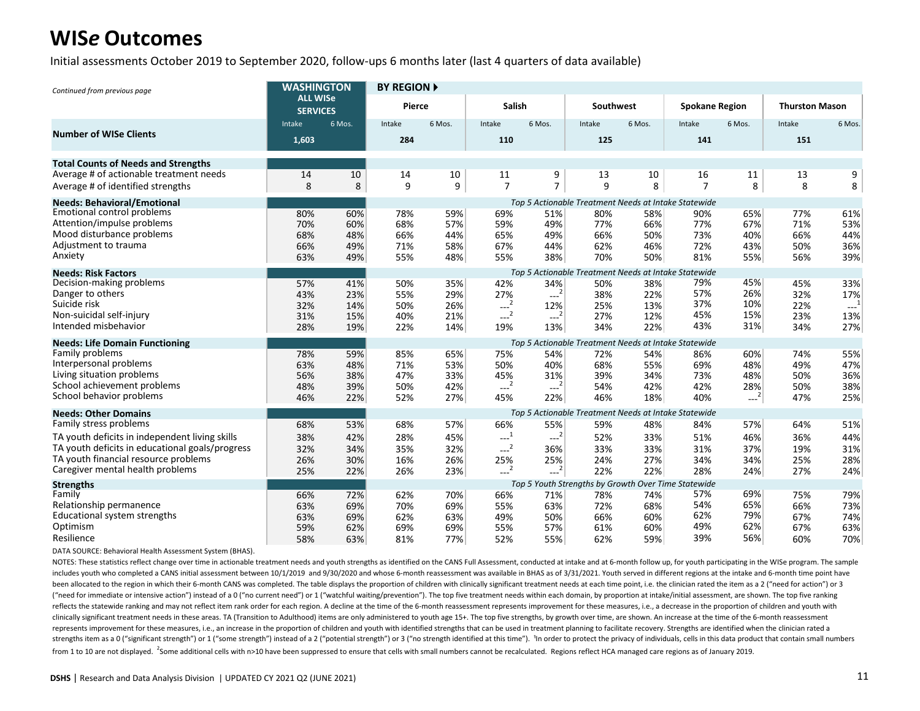# WIS*e* Outcomes

Initial assessments October 2019 to September 2020, follow-ups 6 months later (last 4 quarters of data available)

*Continued from previous page*

| | WASHINGTON ALL WISe SERVICES | | BY REGION ▸ Pierce | | Salish | | Southwest | | Spokane Region | | Thurston Mason | |
|---|---|---|---|---|---|---|---|---|---|---|---|---|
| | Intake | 6 Mos. | Intake | 6 Mos. | Intake | 6 Mos. | Intake | 6 Mos. | Intake | 6 Mos. | Intake | 6 Mos. |
| **Number of WISe Clients** | 1,603 | | 284 | | 110 | | 125 | | 141 | | 151 | |
| **Total Counts of Needs and Strengths** | | | | | | | | | | | | |
| Average # of actionable treatment needs | 14 | 10 | 14 | 10 | 11 | 9 | 13 | 10 | 16 | 11 | 13 | 9 |
| Average # of identified strengths | 8 | 8 | 9 | 9 | 7 | 7 | 9 | 8 | 7 | 8 | 8 | 8 |
| **Needs: Behavioral/Emotional** | | | *Top 5 Actionable Treatment Needs at Intake Statewide* | | | | | | | | | |
| Emotional control problems | 80% | 60% | 78% | 59% | 69% | 51% | 80% | 58% | 90% | 65% | 77% | 61% |
| Attention/impulse problems | 70% | 60% | 68% | 57% | 59% | 49% | 77% | 66% | 77% | 67% | 71% | 53% |
| Mood disturbance problems | 68% | 48% | 66% | 44% | 65% | 49% | 66% | 50% | 73% | 40% | 66% | 44% |
| Adjustment to trauma | 66% | 49% | 71% | 58% | 67% | 44% | 62% | 46% | 72% | 43% | 50% | 36% |
| Anxiety | 63% | 49% | 55% | 48% | 55% | 38% | 70% | 50% | 81% | 55% | 56% | 39% |
| **Needs: Risk Factors** | | | *Top 5 Actionable Treatment Needs at Intake Statewide* | | | | | | | | | |
| Decision-making problems | 57% | 41% | 50% | 35% | 42% | 34% | 50% | 38% | 79% | 45% | 45% | 33% |
| Danger to others | 43% | 23% | 55% | 29% | 27% | ---[2] | 38% | 22% | 57% | 26% | 32% | 17% |
| Suicide risk | 32% | 14% | 50% | 26% | ---[2] | 12% | 25% | 13% | 37% | 10% | 22% | ---[1] |
| Non-suicidal self-injury | 31% | 15% | 40% | 21% | ---[2] | ---[2] | 27% | 12% | 45% | 15% | 23% | 13% |
| Intended misbehavior | 28% | 19% | 22% | 14% | 19% | 13% | 34% | 22% | 43% | 31% | 34% | 27% |
| **Needs: Life Domain Functioning** | | | *Top 5 Actionable Treatment Needs at Intake Statewide* | | | | | | | | | |
| Family problems | 78% | 59% | 85% | 65% | 75% | 54% | 72% | 54% | 86% | 60% | 74% | 55% |
| Interpersonal problems | 63% | 48% | 71% | 53% | 50% | 40% | 68% | 55% | 69% | 48% | 49% | 47% |
| Living situation problems | 56% | 38% | 47% | 33% | 45% | 31% | 39% | 34% | 73% | 48% | 50% | 36% |
| School achievement problems | 48% | 39% | 50% | 42% | ---[2] | ---[2] | 54% | 42% | 42% | 28% | 50% | 38% |
| School behavior problems | 46% | 22% | 52% | 27% | 45% | 22% | 46% | 18% | 40% | ---[2] | 47% | 25% |
| **Needs: Other Domains** | | | *Top 5 Actionable Treatment Needs at Intake Statewide* | | | | | | | | | |
| Family stress problems | 68% | 53% | 68% | 57% | 66% | 55% | 59% | 48% | 84% | 57% | 64% | 51% |
| TA youth deficits in independent living skills | 38% | 42% | 28% | 45% | ---[1] | ---[2] | 52% | 33% | 51% | 46% | 36% | 44% |
| TA youth deficits in educational goals/progress | 32% | 34% | 35% | 32% | ---[2] | 36% | 33% | 33% | 31% | 37% | 19% | 31% |
| TA youth financial resource problems | 26% | 30% | 16% | 26% | 25% | 25% | 24% | 27% | 34% | 34% | 25% | 28% |
| Caregiver mental health problems | 25% | 22% | 26% | 23% | ---[2] | ---[2] | 22% | 22% | 28% | 24% | 27% | 24% |
| **Strengths** | | | *Top 5 Youth Strengths by Growth Over Time Statewide* | | | | | | | | | |
| Family | 66% | 72% | 62% | 70% | 66% | 71% | 78% | 74% | 57% | 69% | 75% | 79% |
| Relationship permanence | 63% | 69% | 70% | 69% | 55% | 63% | 72% | 68% | 54% | 65% | 66% | 73% |
| Educational system strengths | 63% | 69% | 62% | 63% | 49% | 50% | 66% | 60% | 62% | 79% | 67% | 74% |
| Optimism | 59% | 62% | 69% | 69% | 55% | 57% | 61% | 60% | 49% | 62% | 67% | 63% |
| Resilience | 58% | 63% | 81% | 77% | 52% | 55% | 62% | 59% | 39% | 56% | 60% | 70% |

DATA SOURCE: Behavioral Health Assessment System (BHAS).

NOTES: These statistics reflect change over time in actionable treatment needs and youth strengths as identified on the CANS Full Assessment, conducted at intake and at 6-month follow up, for youth participating in the WISe program. The sample includes youth who completed a CANS initial assessment between 10/1/2019 and 9/30/2020 and whose 6-month reassessment was available in BHAS as of 3/31/2021. Youth served in different regions at the intake and 6-month time point have been allocated to the region in which their 6-month CANS was completed. The table displays the proportion of children with clinically significant treatment needs at each time point, i.e. the clinician rated the item as a 2 ("need for action") or 3 ("need for immediate or intensive action") instead of a 0 ("no current need") or 1 ("watchful waiting/prevention"). The top five treatment needs within each domain, by proportion at intake/initial assessment, are shown. The top five ranking reflects the statewide ranking and may not reflect item rank order for each region. A decline at the time of the 6-month reassessment represents improvement for these measures, i.e., a decrease in the proportion of children and youth with clinically significant treatment needs in these areas. TA (Transition to Adulthood) items are only administered to youth age 15+. The top five strengths, by growth over time, are shown. An increase at the time of the 6-month reassessment represents improvement for these measures, i.e., an increase in the proportion of children and youth with identified strengths that can be used in treatment planning to facilitate recovery. Strengths are identified when the clinician rated a strengths item as a 0 ("significant strength") or 1 ("some strength") instead of a 2 ("potential strength") or 3 ("no strength identified at this time"). [1]In order to protect the privacy of individuals, cells in this data product that contain small numbers from 1 to 10 are not displayed. [2]Some additional cells with n>10 have been suppressed to ensure that cells with small numbers cannot be recalculated. Regions reflect HCA managed care regions as of January 2019.

**DSHS** | Research and Data Analysis Division | UPDATED CY 2021 Q2 (JUNE 2021)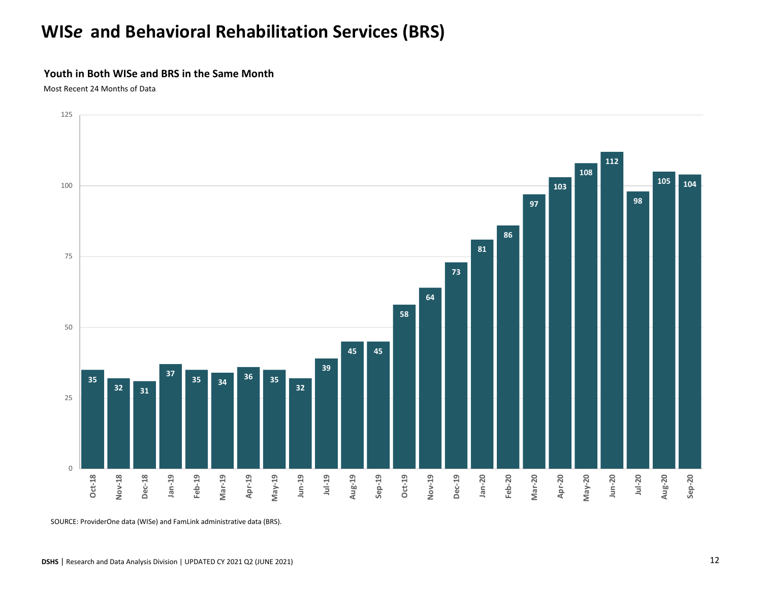# WIS*e* and Behavioral Rehabilitation Services (BRS)

**Youth in Both WISe and BRS in the Same Month**

Most Recent 24 Months of Data

| Month | Youth |
| --- | --- |
| Oct-18 | 35 |
| Nov-18 | 32 |
| Dec-18 | 31 |
| Jan-19 | 37 |
| Feb-19 | 35 |
| Mar-19 | 34 |
| Apr-19 | 36 |
| May-19 | 35 |
| Jun-19 | 32 |
| Jul-19 | 39 |
| Aug-19 | 45 |
| Sep-19 | 45 |
| Oct-19 | 58 |
| Nov-19 | 64 |
| Dec-19 | 73 |
| Jan-20 | 81 |
| Feb-20 | 86 |
| Mar-20 | 97 |
| Apr-20 | 103 |
| May-20 | 108 |
| Jun-20 | 112 |
| Jul-20 | 98 |
| Aug-20 | 105 |
| Sep-20 | 104 |

SOURCE: ProviderOne data (WISe) and FamLink administrative data (BRS).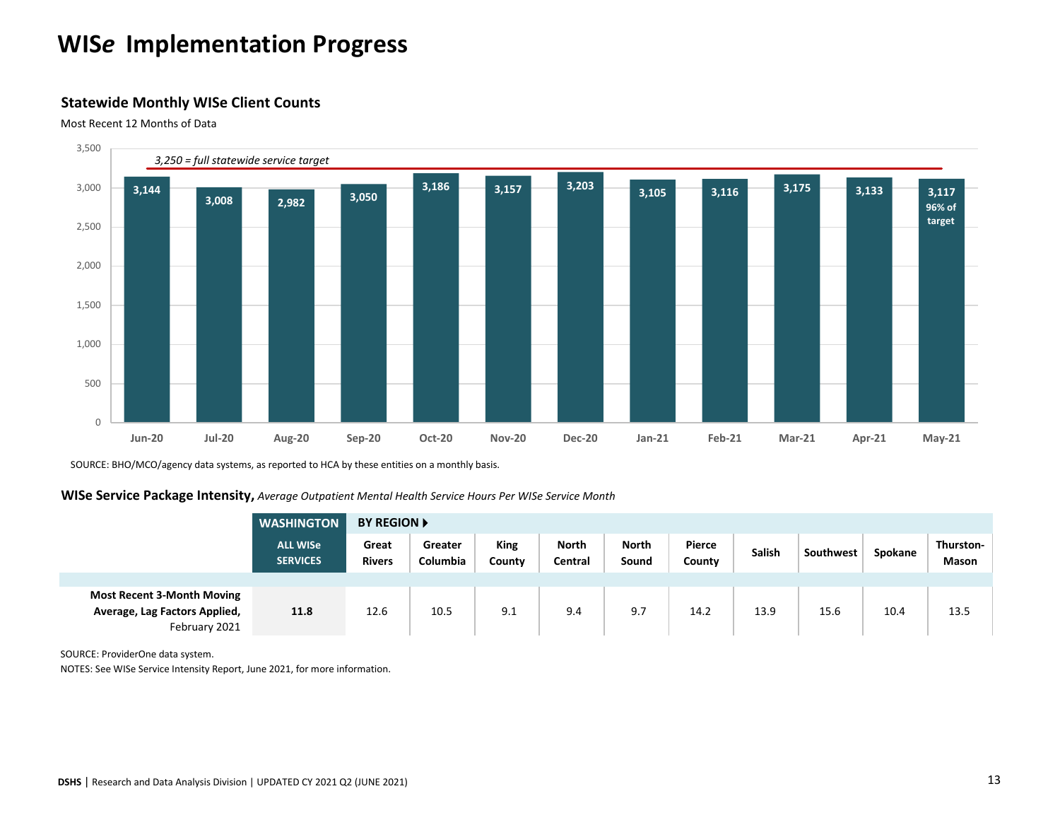# WISe Implementation Progress

## Statewide Monthly WISe Client Counts

Most Recent 12 Months of Data

3,500
3,000
2,500
2,000
1,500
1,000
500
0

3,250 = full statewide service target

Jun-20: 3,144
Jul-20: 3,008
Aug-20: 2,982
Sep-20: 3,050
Oct-20: 3,186
Nov-20: 3,157
Dec-20: 3,203
Jan-21: 3,105
Feb-21: 3,116
Mar-21: 3,175
Apr-21: 3,133
May-21: 3,117 96% of target

SOURCE: BHO/MCO/agency data systems, as reported to HCA by these entities on a monthly basis.

## WISe Service Package Intensity, *Average Outpatient Mental Health Service Hours Per WISe Service Month*

| | WASHINGTON | BY REGION ▸ | | | | | | | | | |
|---|---|---|---|---|---|---|---|---|---|---|---|
| | ALL WISe SERVICES | Great Rivers | Greater Columbia | King County | North Central | North Sound | Pierce County | Salish | Southwest | Spokane | Thurston-Mason |
| **Most Recent 3-Month Moving Average, Lag Factors Applied,** February 2021 | **11.8** | 12.6 | 10.5 | 9.1 | 9.4 | 9.7 | 14.2 | 13.9 | 15.6 | 10.4 | 13.5 |

SOURCE: ProviderOne data system.

NOTES: See WISe Service Intensity Report, June 2021, for more information.